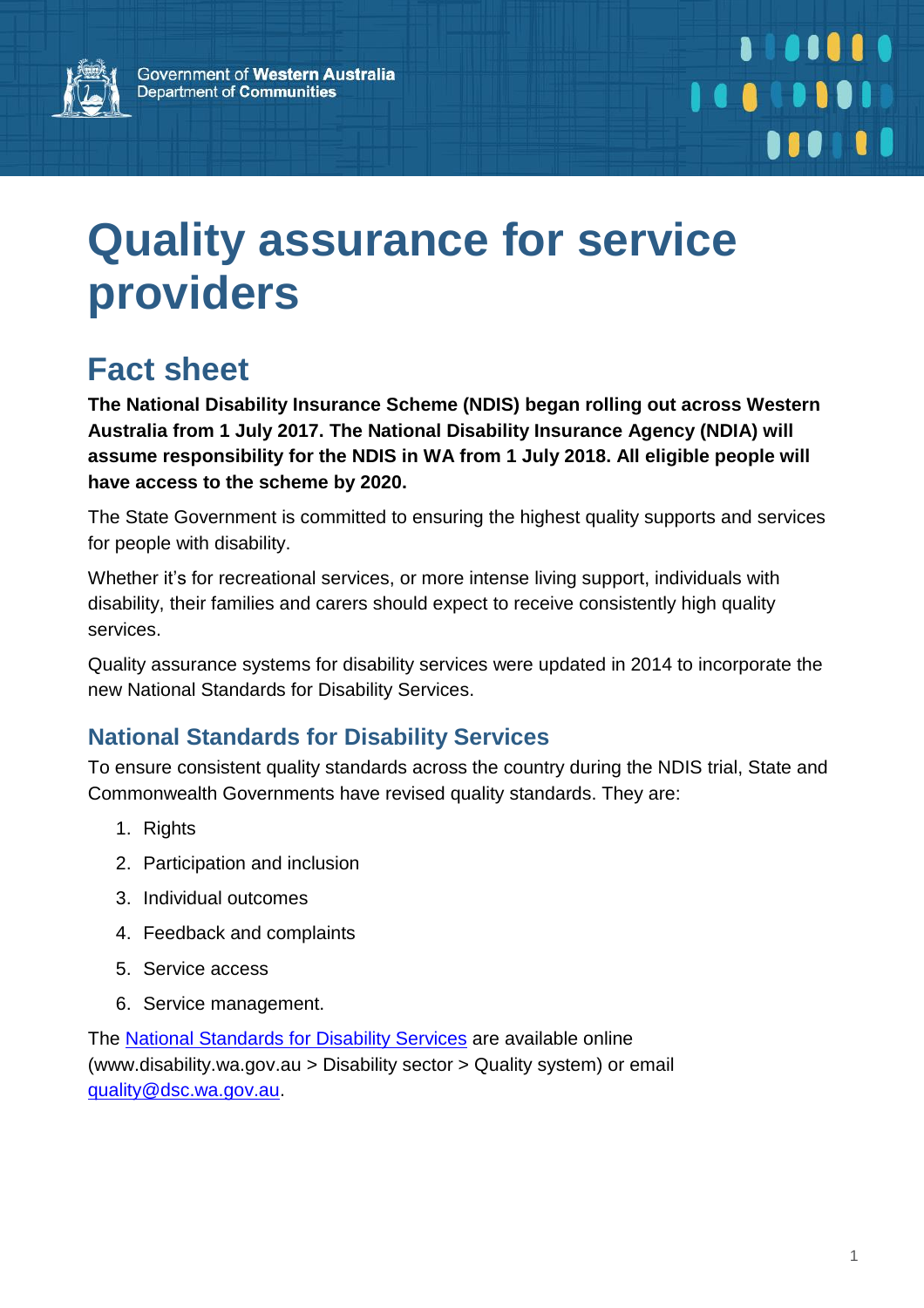Government of Western Australia
Department of Communities

# Quality assurance for service providers

## Fact sheet

**The National Disability Insurance Scheme (NDIS) began rolling out across Western Australia from 1 July 2017. The National Disability Insurance Agency (NDIA) will assume responsibility for the NDIS in WA from 1 July 2018. All eligible people will have access to the scheme by 2020.**

The State Government is committed to ensuring the highest quality supports and services for people with disability.

Whether it's for recreational services, or more intense living support, individuals with disability, their families and carers should expect to receive consistently high quality services.

Quality assurance systems for disability services were updated in 2014 to incorporate the new National Standards for Disability Services.

### National Standards for Disability Services

To ensure consistent quality standards across the country during the NDIS trial, State and Commonwealth Governments have revised quality standards. They are:

1. Rights
2. Participation and inclusion
3. Individual outcomes
4. Feedback and complaints
5. Service access
6. Service management.

The National Standards for Disability Services are available online (www.disability.wa.gov.au > Disability sector > Quality system) or email quality@dsc.wa.gov.au.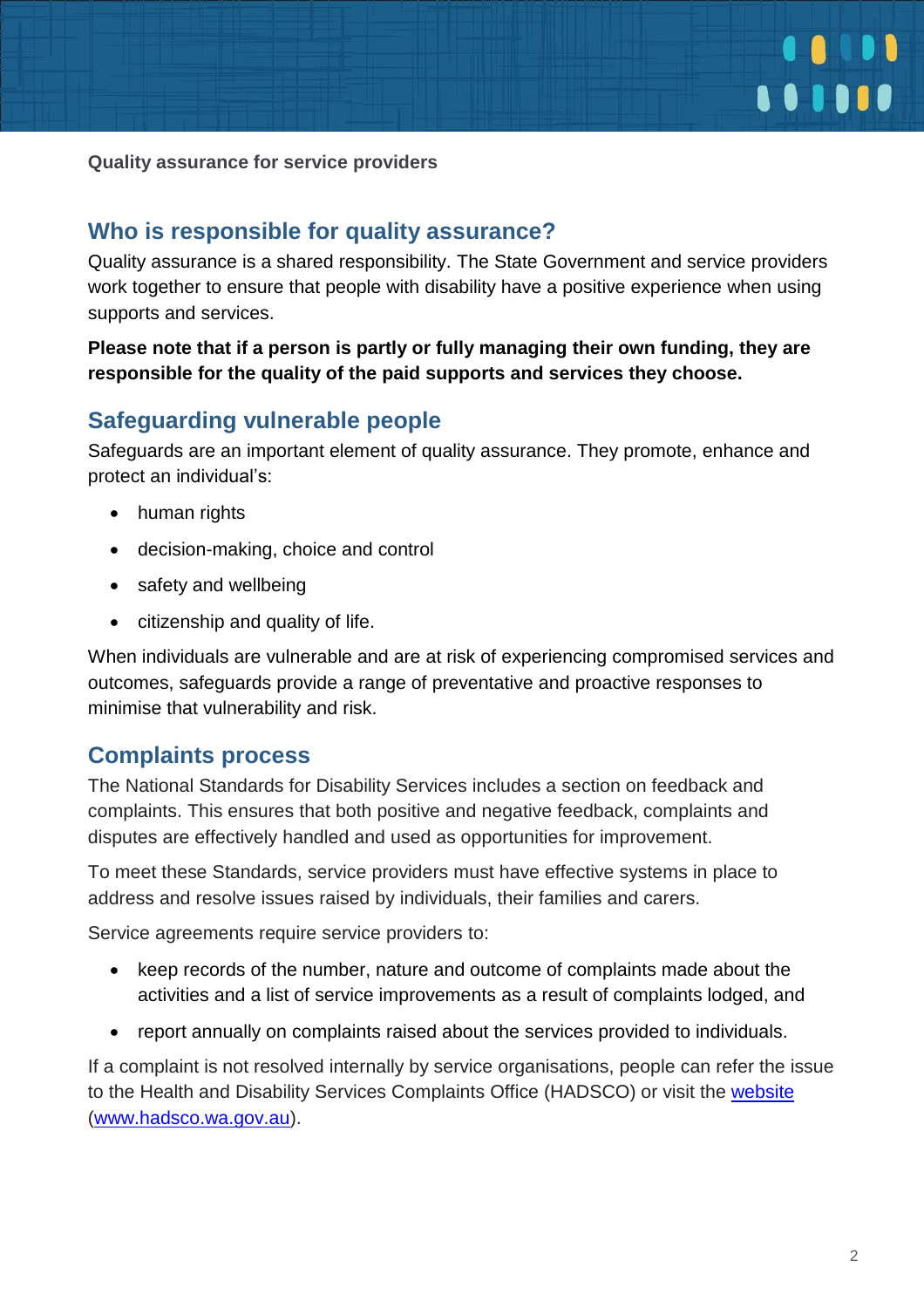Quality assurance for service providers

## Who is responsible for quality assurance?

Quality assurance is a shared responsibility. The State Government and service providers work together to ensure that people with disability have a positive experience when using supports and services.

**Please note that if a person is partly or fully managing their own funding, they are responsible for the quality of the paid supports and services they choose.**

## Safeguarding vulnerable people

Safeguards are an important element of quality assurance. They promote, enhance and protect an individual's:

- human rights
- decision-making, choice and control
- safety and wellbeing
- citizenship and quality of life.

When individuals are vulnerable and are at risk of experiencing compromised services and outcomes, safeguards provide a range of preventative and proactive responses to minimise that vulnerability and risk.

## Complaints process

The National Standards for Disability Services includes a section on feedback and complaints. This ensures that both positive and negative feedback, complaints and disputes are effectively handled and used as opportunities for improvement.

To meet these Standards, service providers must have effective systems in place to address and resolve issues raised by individuals, their families and carers.

Service agreements require service providers to:

- keep records of the number, nature and outcome of complaints made about the activities and a list of service improvements as a result of complaints lodged, and
- report annually on complaints raised about the services provided to individuals.

If a complaint is not resolved internally by service organisations, people can refer the issue to the Health and Disability Services Complaints Office (HADSCO) or visit the [website](http://www.hadsco.wa.gov.au) ([www.hadsco.wa.gov.au](http://www.hadsco.wa.gov.au)).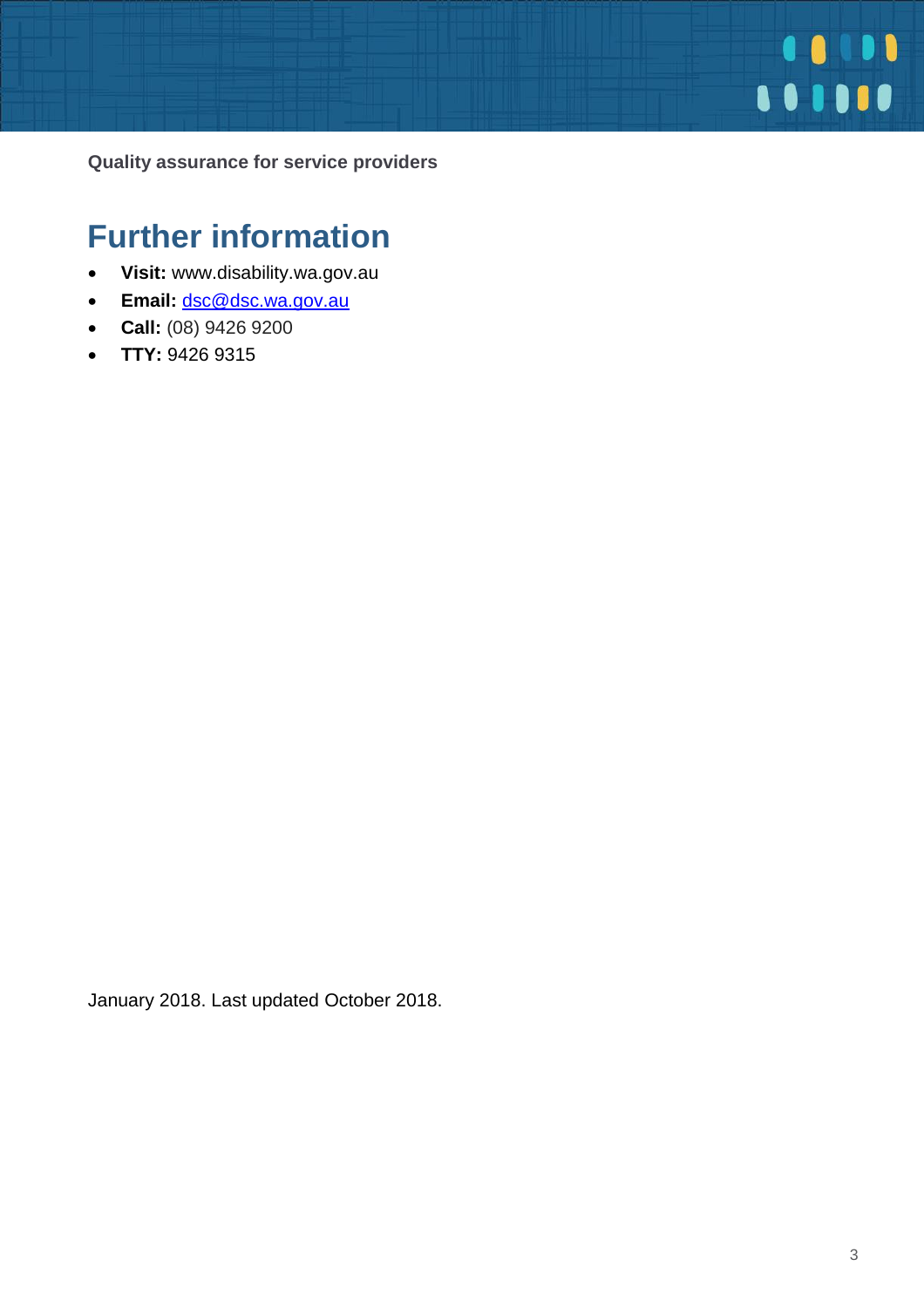## Further information

- **Visit:** www.disability.wa.gov.au
- **Email:** dsc@dsc.wa.gov.au
- **Call:** (08) 9426 9200
- **TTY:** 9426 9315

January 2018. Last updated October 2018.